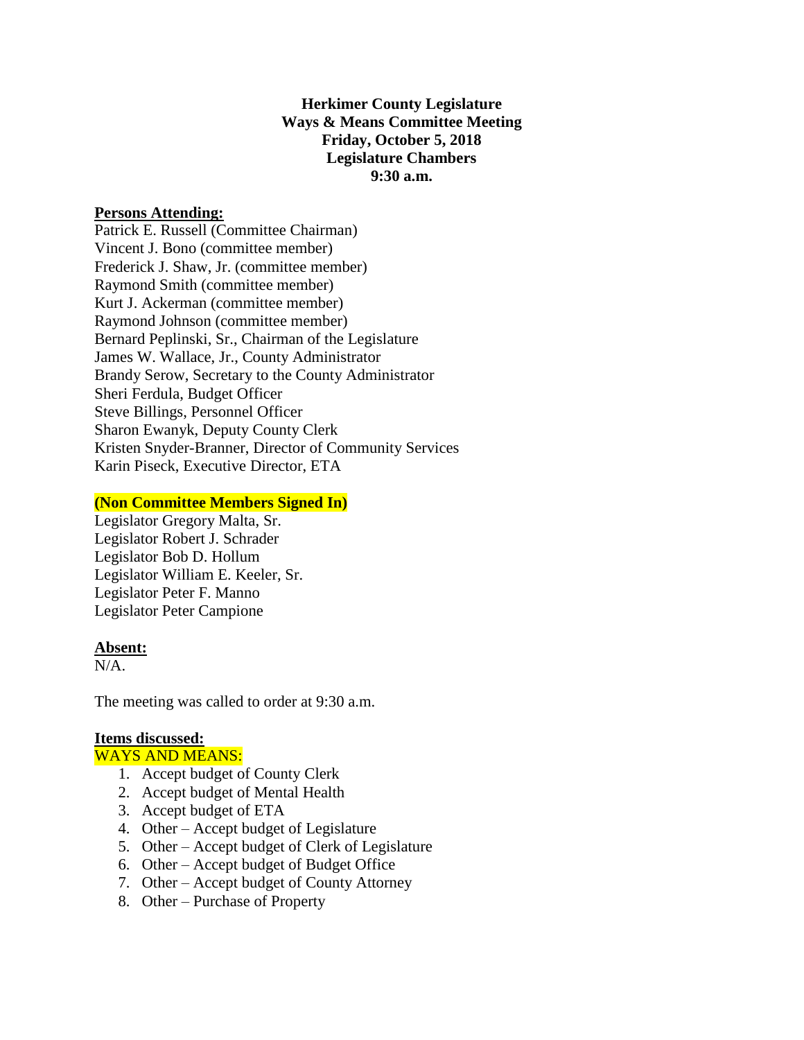**Herkimer County Legislature**
**Ways & Means Committee Meeting**
**Friday, October 5, 2018**
**Legislature Chambers**
**9:30 a.m.**

**Persons Attending:**

Patrick E. Russell (Committee Chairman)
Vincent J. Bono (committee member)
Frederick J. Shaw, Jr. (committee member)
Raymond Smith (committee member)
Kurt J. Ackerman (committee member)
Raymond Johnson (committee member)
Bernard Peplinski, Sr., Chairman of the Legislature
James W. Wallace, Jr., County Administrator
Brandy Serow, Secretary to the County Administrator
Sheri Ferdula, Budget Officer
Steve Billings, Personnel Officer
Sharon Ewanyk, Deputy County Clerk
Kristen Snyder-Branner, Director of Community Services
Karin Piseck, Executive Director, ETA

**(Non Committee Members Signed In)**

Legislator Gregory Malta, Sr.
Legislator Robert J. Schrader
Legislator Bob D. Hollum
Legislator William E. Keeler, Sr.
Legislator Peter F. Manno
Legislator Peter Campione

**Absent:**

N/A.

The meeting was called to order at 9:30 a.m.

**Items discussed:**

WAYS AND MEANS:

1. Accept budget of County Clerk
2. Accept budget of Mental Health
3. Accept budget of ETA
4. Other – Accept budget of Legislature
5. Other – Accept budget of Clerk of Legislature
6. Other – Accept budget of Budget Office
7. Other – Accept budget of County Attorney
8. Other – Purchase of Property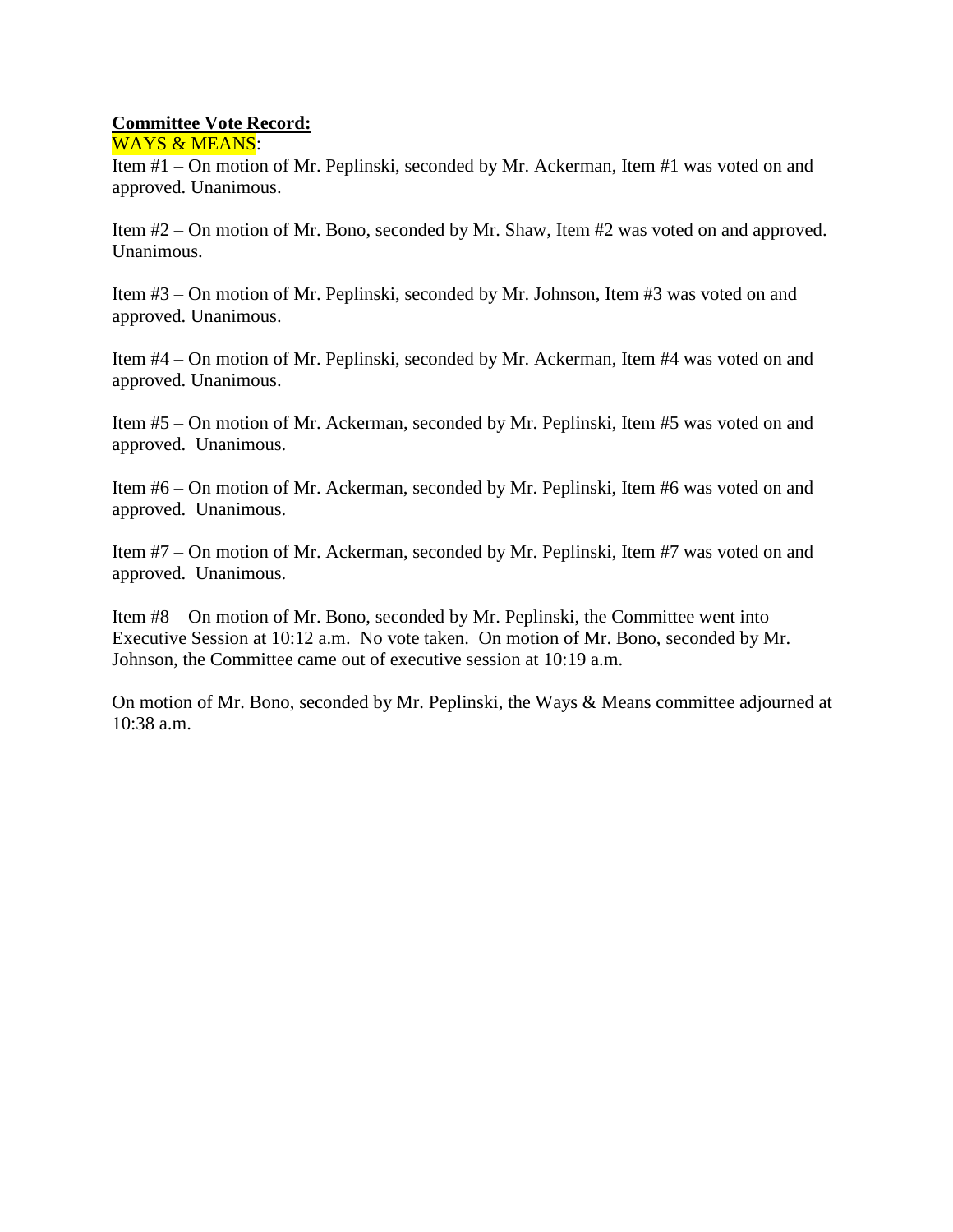**Committee Vote Record:**

WAYS & MEANS:

Item #1 – On motion of Mr. Peplinski, seconded by Mr. Ackerman, Item #1 was voted on and approved. Unanimous.

Item #2 – On motion of Mr. Bono, seconded by Mr. Shaw, Item #2 was voted on and approved. Unanimous.

Item #3 – On motion of Mr. Peplinski, seconded by Mr. Johnson, Item #3 was voted on and approved. Unanimous.

Item #4 – On motion of Mr. Peplinski, seconded by Mr. Ackerman, Item #4 was voted on and approved. Unanimous.

Item #5 – On motion of Mr. Ackerman, seconded by Mr. Peplinski, Item #5 was voted on and approved. Unanimous.

Item #6 – On motion of Mr. Ackerman, seconded by Mr. Peplinski, Item #6 was voted on and approved. Unanimous.

Item #7 – On motion of Mr. Ackerman, seconded by Mr. Peplinski, Item #7 was voted on and approved. Unanimous.

Item #8 – On motion of Mr. Bono, seconded by Mr. Peplinski, the Committee went into Executive Session at 10:12 a.m. No vote taken. On motion of Mr. Bono, seconded by Mr. Johnson, the Committee came out of executive session at 10:19 a.m.

On motion of Mr. Bono, seconded by Mr. Peplinski, the Ways & Means committee adjourned at 10:38 a.m.